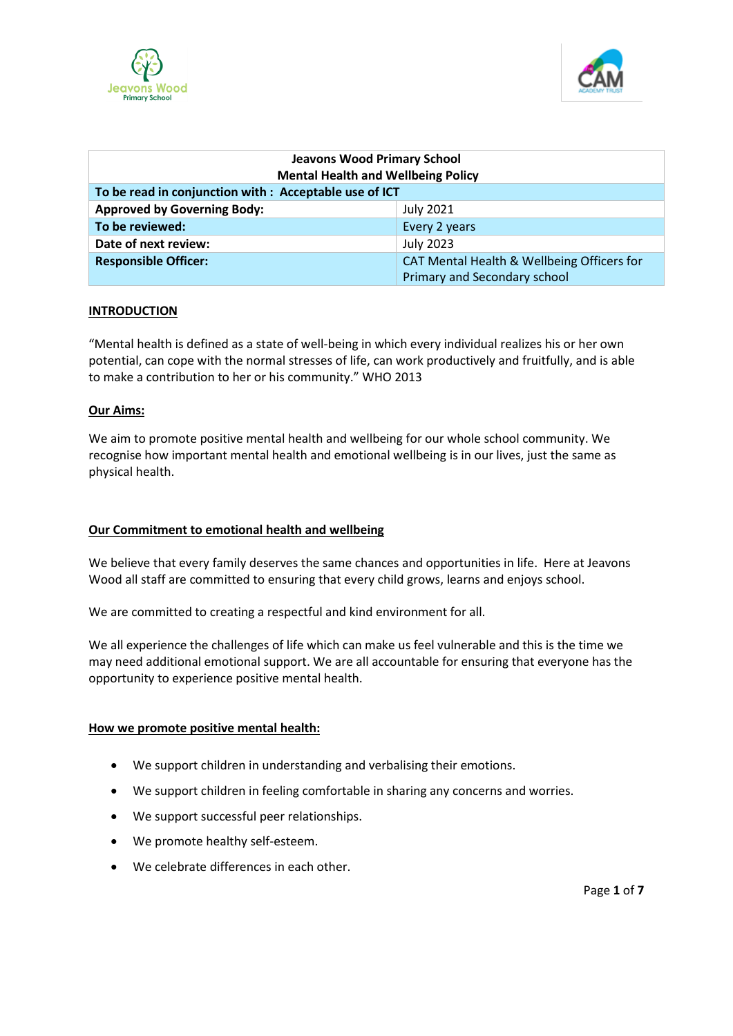| Jeavons Wood Primary School<br>Mental Health and Wellbeing Policy | |
|---|---|
| **To be read in conjunction with : Acceptable use of ICT** | |
| **Approved by Governing Body:** | July 2021 |
| **To be reviewed:** | Every 2 years |
| **Date of next review:** | July 2023 |
| **Responsible Officer:** | CAT Mental Health & Wellbeing Officers for Primary and Secondary school |

## INTRODUCTION

"Mental health is defined as a state of well-being in which every individual realizes his or her own potential, can cope with the normal stresses of life, can work productively and fruitfully, and is able to make a contribution to her or his community." WHO 2013

### Our Aims:

We aim to promote positive mental health and wellbeing for our whole school community. We recognise how important mental health and emotional wellbeing is in our lives, just the same as physical health.

### Our Commitment to emotional health and wellbeing

We believe that every family deserves the same chances and opportunities in life. Here at Jeavons Wood all staff are committed to ensuring that every child grows, learns and enjoys school.

We are committed to creating a respectful and kind environment for all.

We all experience the challenges of life which can make us feel vulnerable and this is the time we may need additional emotional support. We are all accountable for ensuring that everyone has the opportunity to experience positive mental health.

### How we promote positive mental health:

- We support children in understanding and verbalising their emotions.
- We support children in feeling comfortable in sharing any concerns and worries.
- We support successful peer relationships.
- We promote healthy self-esteem.
- We celebrate differences in each other.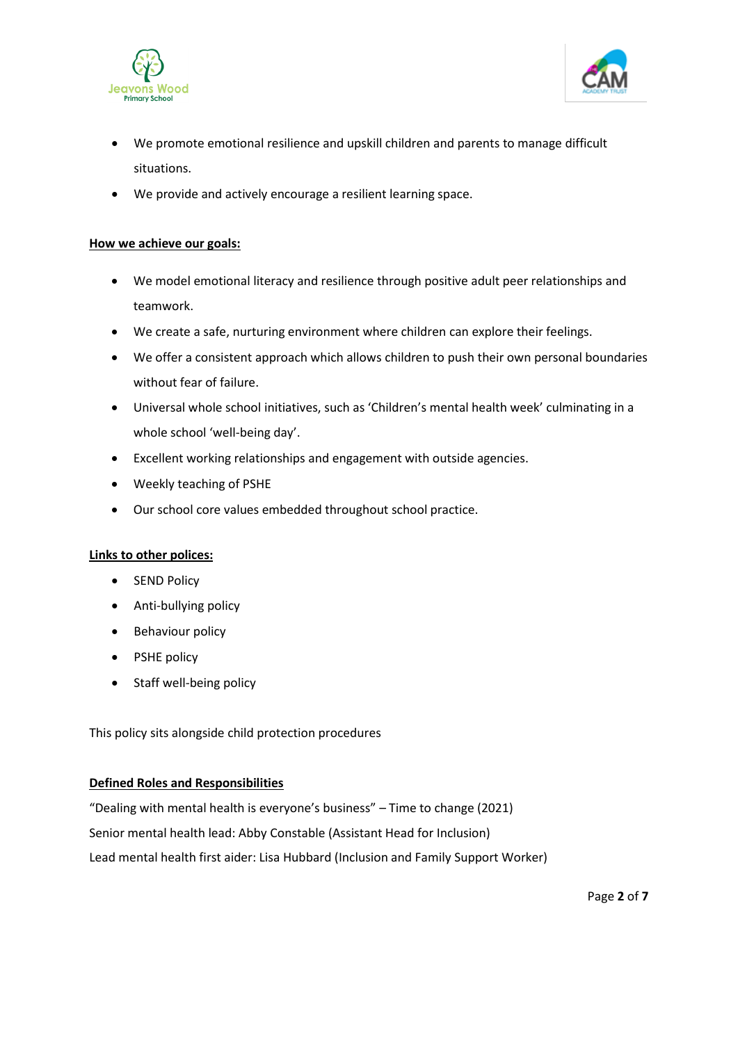- We promote emotional resilience and upskill children and parents to manage difficult situations.
- We provide and actively encourage a resilient learning space.

**<u>How we achieve our goals:</u>**

- We model emotional literacy and resilience through positive adult peer relationships and teamwork.
- We create a safe, nurturing environment where children can explore their feelings.
- We offer a consistent approach which allows children to push their own personal boundaries without fear of failure.
- Universal whole school initiatives, such as 'Children's mental health week' culminating in a whole school 'well-being day'.
- Excellent working relationships and engagement with outside agencies.
- Weekly teaching of PSHE
- Our school core values embedded throughout school practice.

**<u>Links to other polices:</u>**

- SEND Policy
- Anti-bullying policy
- Behaviour policy
- PSHE policy
- Staff well-being policy

This policy sits alongside child protection procedures

**<u>Defined Roles and Responsibilities</u>**

"Dealing with mental health is everyone's business" – Time to change (2021)

Senior mental health lead: Abby Constable (Assistant Head for Inclusion)

Lead mental health first aider: Lisa Hubbard (Inclusion and Family Support Worker)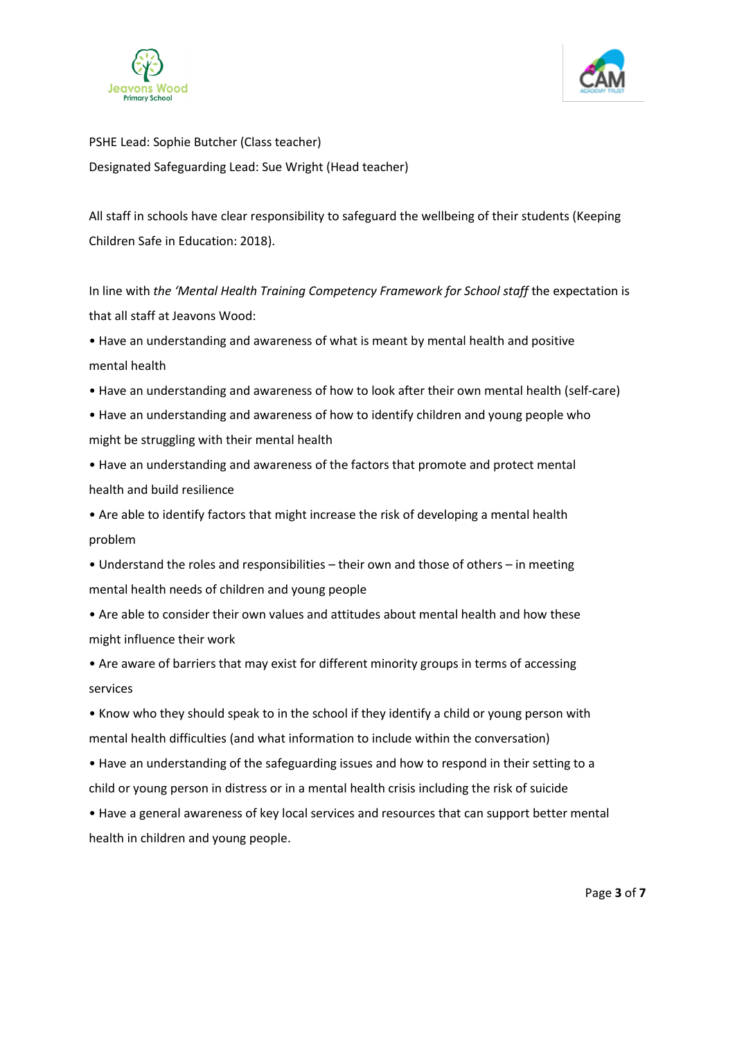PSHE Lead: Sophie Butcher (Class teacher)

Designated Safeguarding Lead: Sue Wright (Head teacher)

All staff in schools have clear responsibility to safeguard the wellbeing of their students (Keeping Children Safe in Education: 2018).

In line with *the 'Mental Health Training Competency Framework for School staff* the expectation is that all staff at Jeavons Wood:

- Have an understanding and awareness of what is meant by mental health and positive mental health
- Have an understanding and awareness of how to look after their own mental health (self-care)
- Have an understanding and awareness of how to identify children and young people who might be struggling with their mental health
- Have an understanding and awareness of the factors that promote and protect mental health and build resilience
- Are able to identify factors that might increase the risk of developing a mental health problem
- Understand the roles and responsibilities – their own and those of others – in meeting mental health needs of children and young people
- Are able to consider their own values and attitudes about mental health and how these might influence their work
- Are aware of barriers that may exist for different minority groups in terms of accessing services
- Know who they should speak to in the school if they identify a child or young person with mental health difficulties (and what information to include within the conversation)
- Have an understanding of the safeguarding issues and how to respond in their setting to a child or young person in distress or in a mental health crisis including the risk of suicide
- Have a general awareness of key local services and resources that can support better mental health in children and young people.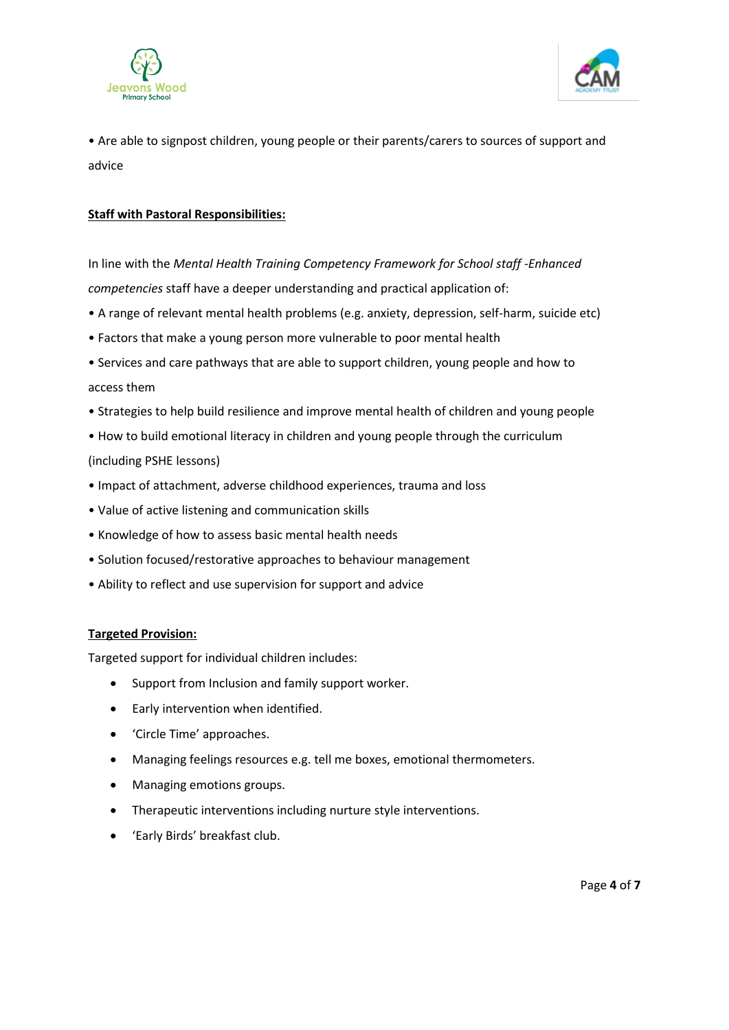• Are able to signpost children, young people or their parents/carers to sources of support and advice

**Staff with Pastoral Responsibilities:**

In line with the *Mental Health Training Competency Framework for School staff -Enhanced competencies* staff have a deeper understanding and practical application of:

• A range of relevant mental health problems (e.g. anxiety, depression, self-harm, suicide etc)

• Factors that make a young person more vulnerable to poor mental health

• Services and care pathways that are able to support children, young people and how to access them

• Strategies to help build resilience and improve mental health of children and young people

• How to build emotional literacy in children and young people through the curriculum (including PSHE lessons)

• Impact of attachment, adverse childhood experiences, trauma and loss

• Value of active listening and communication skills

• Knowledge of how to assess basic mental health needs

• Solution focused/restorative approaches to behaviour management

• Ability to reflect and use supervision for support and advice

**Targeted Provision:**

Targeted support for individual children includes:

- Support from Inclusion and family support worker.
- Early intervention when identified.
- 'Circle Time' approaches.
- Managing feelings resources e.g. tell me boxes, emotional thermometers.
- Managing emotions groups.
- Therapeutic interventions including nurture style interventions.
- 'Early Birds' breakfast club.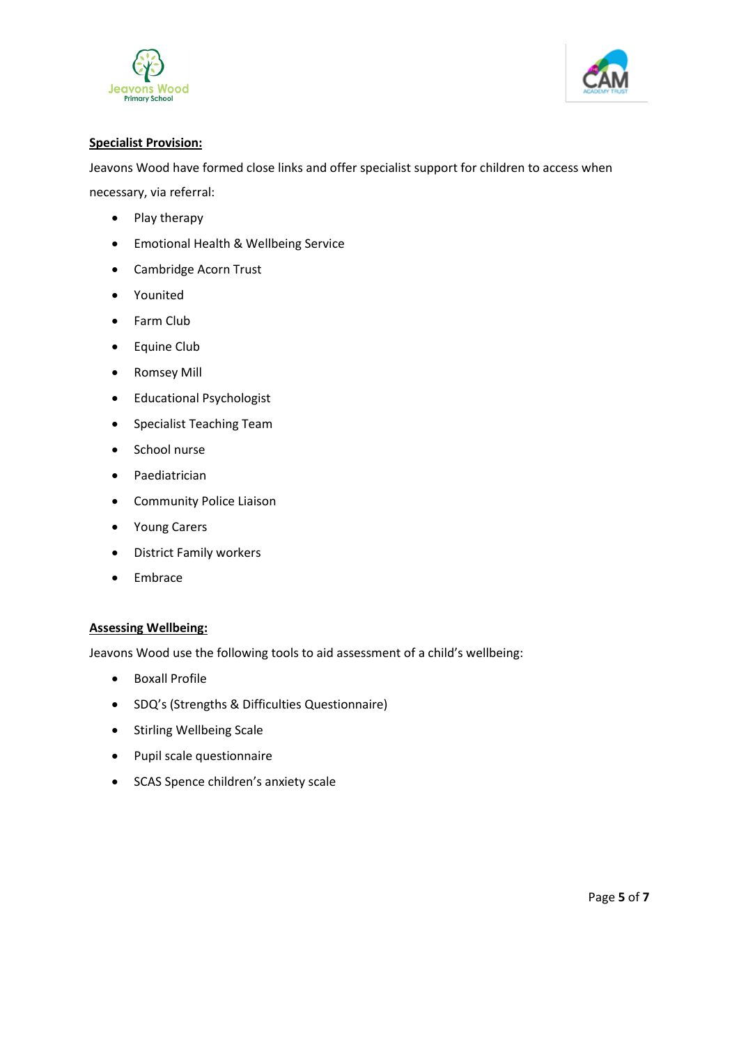**Specialist Provision:**

Jeavons Wood have formed close links and offer specialist support for children to access when necessary, via referral:

- Play therapy
- Emotional Health & Wellbeing Service
- Cambridge Acorn Trust
- Younited
- Farm Club
- Equine Club
- Romsey Mill
- Educational Psychologist
- Specialist Teaching Team
- School nurse
- Paediatrician
- Community Police Liaison
- Young Carers
- District Family workers
- Embrace

**Assessing Wellbeing:**

Jeavons Wood use the following tools to aid assessment of a child's wellbeing:

- Boxall Profile
- SDQ's (Strengths & Difficulties Questionnaire)
- Stirling Wellbeing Scale
- Pupil scale questionnaire
- SCAS Spence children's anxiety scale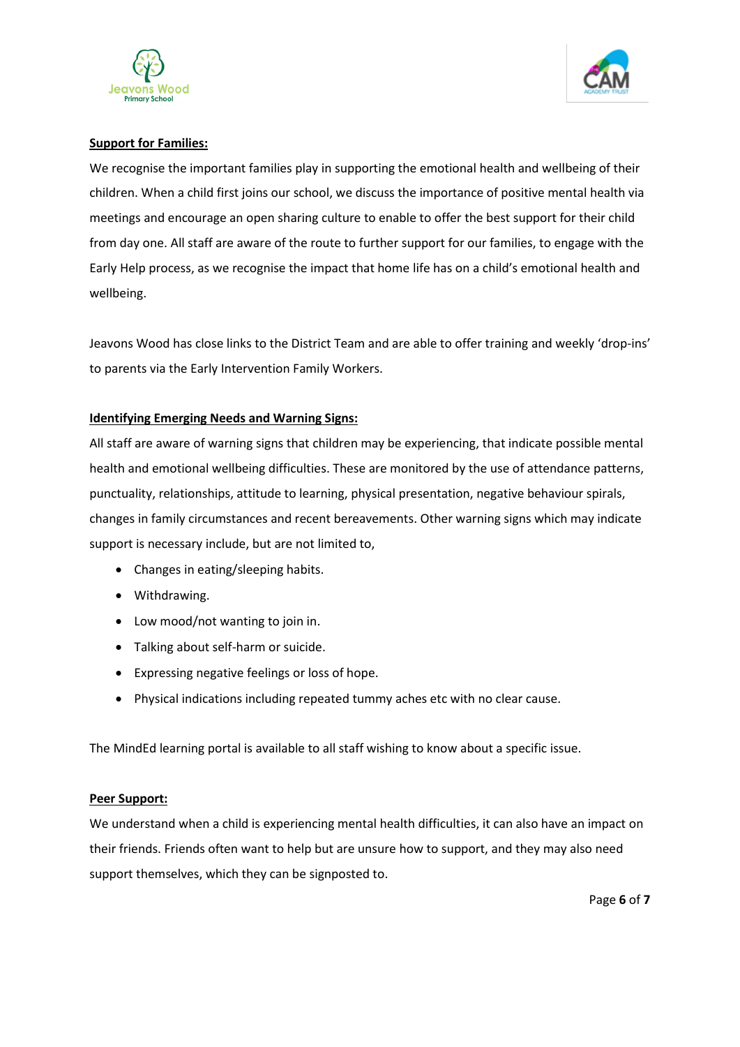**Support for Families:**

We recognise the important families play in supporting the emotional health and wellbeing of their children. When a child first joins our school, we discuss the importance of positive mental health via meetings and encourage an open sharing culture to enable to offer the best support for their child from day one. All staff are aware of the route to further support for our families, to engage with the Early Help process, as we recognise the impact that home life has on a child's emotional health and wellbeing.

Jeavons Wood has close links to the District Team and are able to offer training and weekly 'drop-ins' to parents via the Early Intervention Family Workers.

**Identifying Emerging Needs and Warning Signs:**

All staff are aware of warning signs that children may be experiencing, that indicate possible mental health and emotional wellbeing difficulties. These are monitored by the use of attendance patterns, punctuality, relationships, attitude to learning, physical presentation, negative behaviour spirals, changes in family circumstances and recent bereavements. Other warning signs which may indicate support is necessary include, but are not limited to,

- Changes in eating/sleeping habits.
- Withdrawing.
- Low mood/not wanting to join in.
- Talking about self-harm or suicide.
- Expressing negative feelings or loss of hope.
- Physical indications including repeated tummy aches etc with no clear cause.

The MindEd learning portal is available to all staff wishing to know about a specific issue.

**Peer Support:**

We understand when a child is experiencing mental health difficulties, it can also have an impact on their friends. Friends often want to help but are unsure how to support, and they may also need support themselves, which they can be signposted to.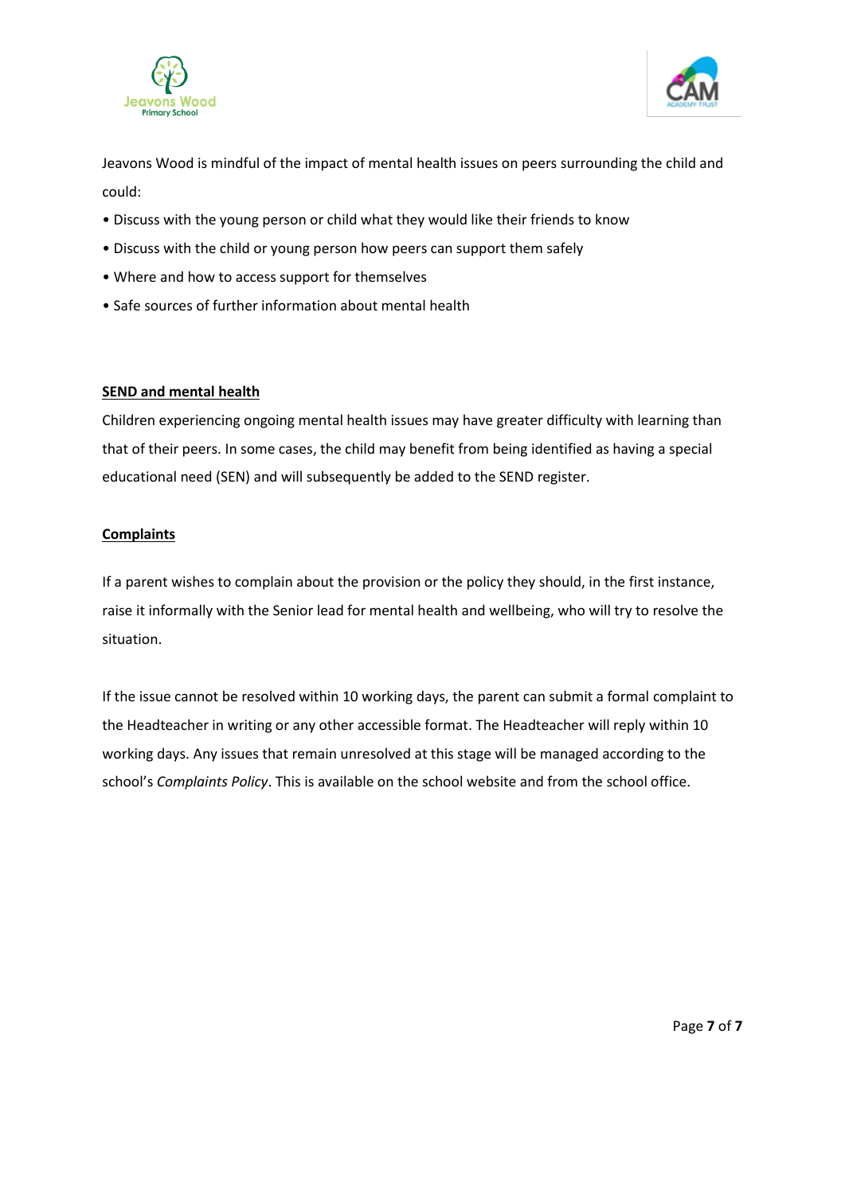Jeavons Wood is mindful of the impact of mental health issues on peers surrounding the child and could:

- Discuss with the young person or child what they would like their friends to know
- Discuss with the child or young person how peers can support them safely
- Where and how to access support for themselves
- Safe sources of further information about mental health

## SEND and mental health

Children experiencing ongoing mental health issues may have greater difficulty with learning than that of their peers. In some cases, the child may benefit from being identified as having a special educational need (SEN) and will subsequently be added to the SEND register.

## Complaints

If a parent wishes to complain about the provision or the policy they should, in the first instance, raise it informally with the Senior lead for mental health and wellbeing, who will try to resolve the situation.

If the issue cannot be resolved within 10 working days, the parent can submit a formal complaint to the Headteacher in writing or any other accessible format. The Headteacher will reply within 10 working days. Any issues that remain unresolved at this stage will be managed according to the school's *Complaints Policy*. This is available on the school website and from the school office.